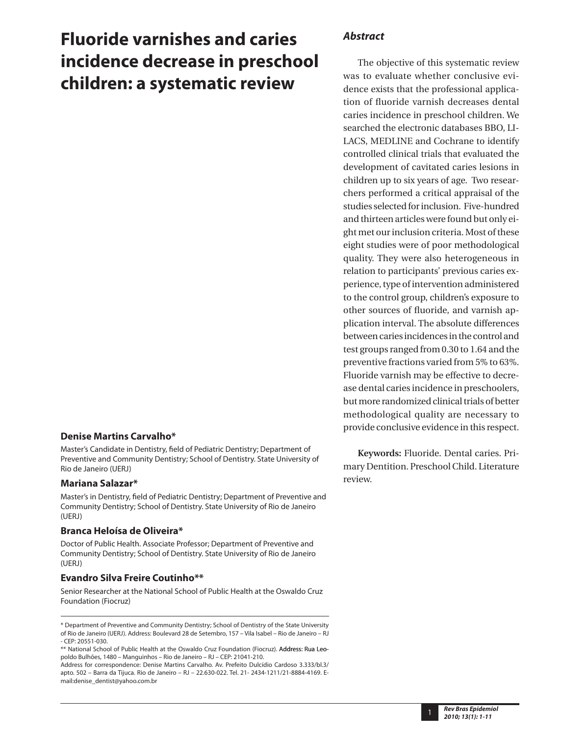# Fluoride varnishes and caries incidence decrease in preschool children: a systematic review

### Denise Martins Carvalho*

Master's Candidate in Dentistry, field of Pediatric Dentistry; Department of Preventive and Community Dentistry; School of Dentistry. State University of Rio de Janeiro (UERJ)

### Mariana Salazar*

Master's in Dentistry, field of Pediatric Dentistry; Department of Preventive and Community Dentistry; School of Dentistry. State University of Rio de Janeiro (UERJ)

### Branca Heloísa de Oliveira*

Doctor of Public Health. Associate Professor; Department of Preventive and Community Dentistry; School of Dentistry. State University of Rio de Janeiro (UERJ)

### Evandro Silva Freire Coutinho**

Senior Researcher at the National School of Public Health at the Oswaldo Cruz Foundation (Fiocruz)

## *Abstract*

The objective of this systematic review was to evaluate whether conclusive evidence exists that the professional application of fluoride varnish decreases dental caries incidence in preschool children. We searched the electronic databases BBO, LILACS, MEDLINE and Cochrane to identify controlled clinical trials that evaluated the development of cavitated caries lesions in children up to six years of age. Two researchers performed a critical appraisal of the studies selected for inclusion. Five-hundred and thirteen articles were found but only eight met our inclusion criteria. Most of these eight studies were of poor methodological quality. They were also heterogeneous in relation to participants' previous caries experience, type of intervention administered to the control group, children's exposure to other sources of fluoride, and varnish application interval. The absolute differences between caries incidences in the control and test groups ranged from 0.30 to 1.64 and the preventive fractions varied from 5% to 63%. Fluoride varnish may be effective to decrease dental caries incidence in preschoolers, but more randomized clinical trials of better methodological quality are necessary to provide conclusive evidence in this respect.

**Keywords:** Fluoride. Dental caries. Primary Dentition. Preschool Child. Literature review.

---

\* Department of Preventive and Community Dentistry; School of Dentistry of the State University of Rio de Janeiro (UERJ). Address: Boulevard 28 de Setembro, 157 – Vila Isabel – Rio de Janeiro – RJ - CEP: 20551-030.

\*\* National School of Public Health at the Oswaldo Cruz Foundation (Fiocruz). Address: Rua Leopoldo Bulhões, 1480 – Manguinhos – Rio de Janeiro – RJ – CEP: 21041-210.

Address for correspondence: Denise Martins Carvalho. Av. Prefeito Dulcídio Cardoso 3.333/bl.3/ apto. 502 – Barra da Tijuca. Rio de Janeiro – RJ – 22.630-022. Tel. 21- 2434-1211/21-8884-4169. E-mail:denise_dentist@yahoo.com.br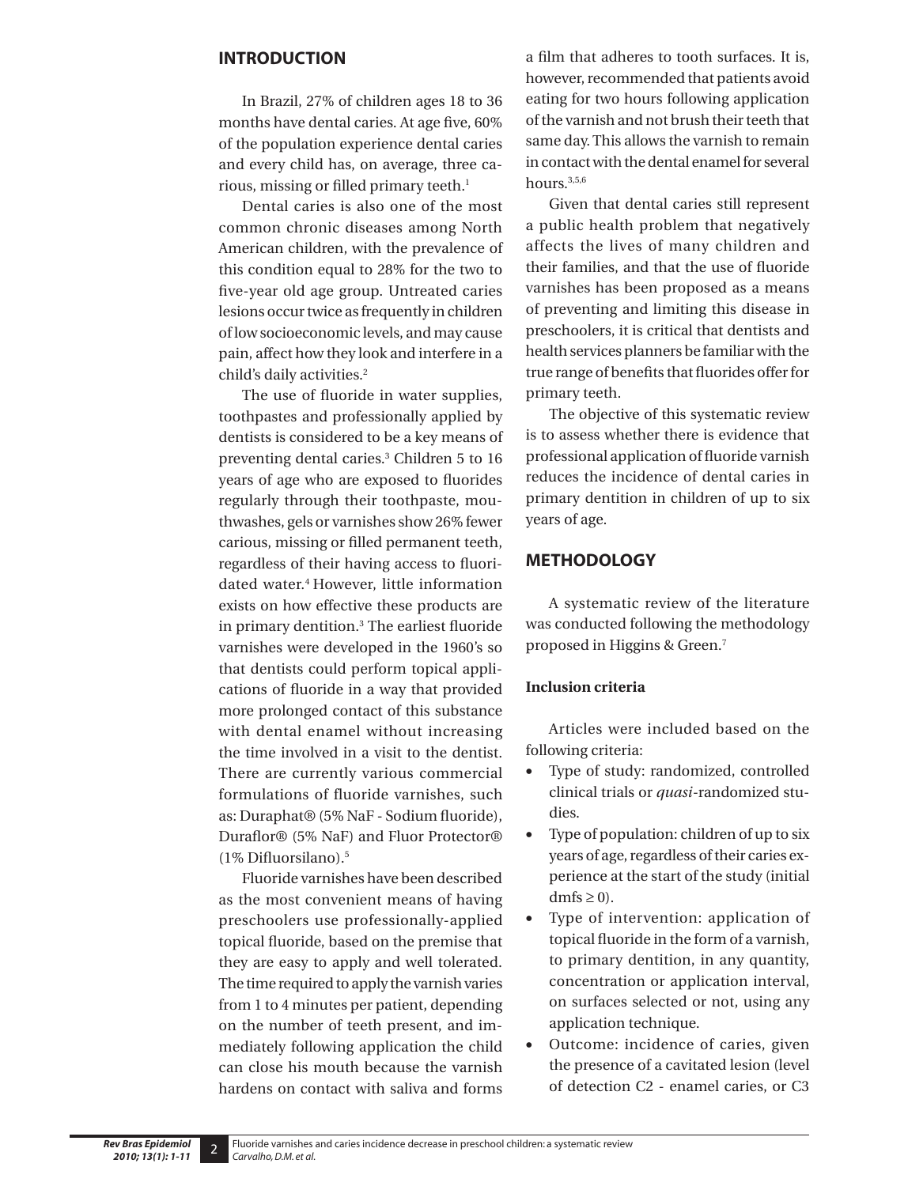## INTRODUCTION

In Brazil, 27% of children ages 18 to 36 months have dental caries. At age five, 60% of the population experience dental caries and every child has, on average, three carious, missing or filled primary teeth.[1]

Dental caries is also one of the most common chronic diseases among North American children, with the prevalence of this condition equal to 28% for the two to five-year old age group. Untreated caries lesions occur twice as frequently in children of low socioeconomic levels, and may cause pain, affect how they look and interfere in a child's daily activities.[2]

The use of fluoride in water supplies, toothpastes and professionally applied by dentists is considered to be a key means of preventing dental caries.[3] Children 5 to 16 years of age who are exposed to fluorides regularly through their toothpaste, mouthwashes, gels or varnishes show 26% fewer carious, missing or filled permanent teeth, regardless of their having access to fluoridated water.[4] However, little information exists on how effective these products are in primary dentition.[3] The earliest fluoride varnishes were developed in the 1960's so that dentists could perform topical applications of fluoride in a way that provided more prolonged contact of this substance with dental enamel without increasing the time involved in a visit to the dentist. There are currently various commercial formulations of fluoride varnishes, such as: Duraphat® (5% NaF - Sodium fluoride), Duraflor® (5% NaF) and Fluor Protector® (1% Difluorsilano).[5]

Fluoride varnishes have been described as the most convenient means of having preschoolers use professionally-applied topical fluoride, based on the premise that they are easy to apply and well tolerated. The time required to apply the varnish varies from 1 to 4 minutes per patient, depending on the number of teeth present, and immediately following application the child can close his mouth because the varnish hardens on contact with saliva and forms a film that adheres to tooth surfaces. It is, however, recommended that patients avoid eating for two hours following application of the varnish and not brush their teeth that same day. This allows the varnish to remain in contact with the dental enamel for several hours.[3,5,6]

Given that dental caries still represent a public health problem that negatively affects the lives of many children and their families, and that the use of fluoride varnishes has been proposed as a means of preventing and limiting this disease in preschoolers, it is critical that dentists and health services planners be familiar with the true range of benefits that fluorides offer for primary teeth.

The objective of this systematic review is to assess whether there is evidence that professional application of fluoride varnish reduces the incidence of dental caries in primary dentition in children of up to six years of age.

## METHODOLOGY

A systematic review of the literature was conducted following the methodology proposed in Higgins & Green.[7]

### Inclusion criteria

Articles were included based on the following criteria:

- Type of study: randomized, controlled clinical trials or *quasi*-randomized studies.
- Type of population: children of up to six years of age, regardless of their caries experience at the start of the study (initial dmfs $\geq 0$).
- Type of intervention: application of topical fluoride in the form of a varnish, to primary dentition, in any quantity, concentration or application interval, on surfaces selected or not, using any application technique.
- Outcome: incidence of caries, given the presence of a cavitated lesion (level of detection C2 - enamel caries, or C3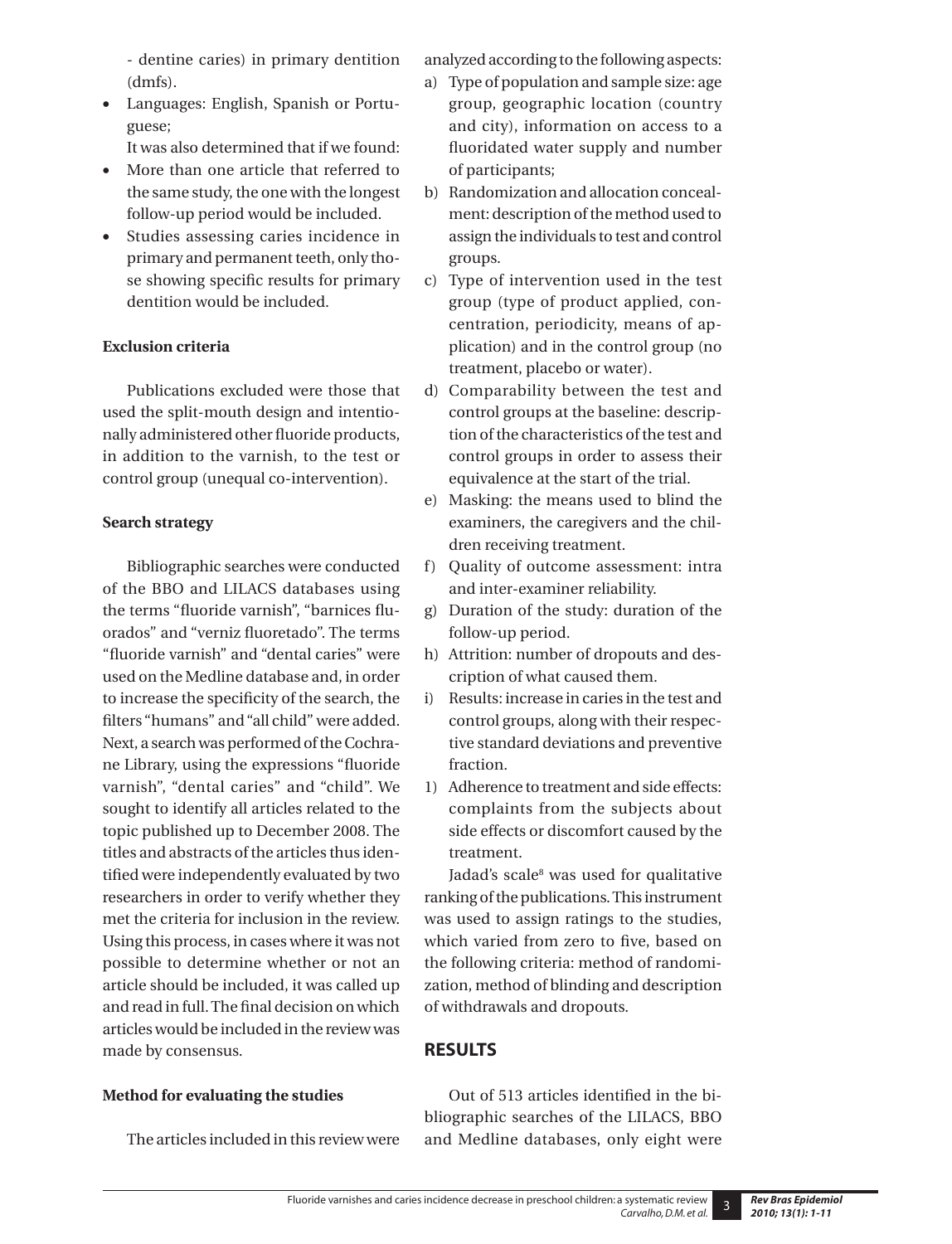- dentine caries) in primary dentition (dmfs).

- Languages: English, Spanish or Portuguese;

It was also determined that if we found:

- More than one article that referred to the same study, the one with the longest follow-up period would be included.
- Studies assessing caries incidence in primary and permanent teeth, only those showing specific results for primary dentition would be included.

**Exclusion criteria**

Publications excluded were those that used the split-mouth design and intentionally administered other fluoride products, in addition to the varnish, to the test or control group (unequal co-intervention).

**Search strategy**

Bibliographic searches were conducted of the BBO and LILACS databases using the terms "fluoride varnish", "barnices fluorados" and "verniz fluoretado". The terms "fluoride varnish" and "dental caries" were used on the Medline database and, in order to increase the specificity of the search, the filters "humans" and "all child" were added. Next, a search was performed of the Cochrane Library, using the expressions "fluoride varnish", "dental caries" and "child". We sought to identify all articles related to the topic published up to December 2008. The titles and abstracts of the articles thus identified were independently evaluated by two researchers in order to verify whether they met the criteria for inclusion in the review. Using this process, in cases where it was not possible to determine whether or not an article should be included, it was called up and read in full. The final decision on which articles would be included in the review was made by consensus.

**Method for evaluating the studies**

The articles included in this review were analyzed according to the following aspects:

a) Type of population and sample size: age group, geographic location (country and city), information on access to a fluoridated water supply and number of participants;
b) Randomization and allocation concealment: description of the method used to assign the individuals to test and control groups.
c) Type of intervention used in the test group (type of product applied, concentration, periodicity, means of application) and in the control group (no treatment, placebo or water).
d) Comparability between the test and control groups at the baseline: description of the characteristics of the test and control groups in order to assess their equivalence at the start of the trial.
e) Masking: the means used to blind the examiners, the caregivers and the children receiving treatment.
f) Quality of outcome assessment: intra and inter-examiner reliability.
g) Duration of the study: duration of the follow-up period.
h) Attrition: number of dropouts and description of what caused them.
i) Results: increase in caries in the test and control groups, along with their respective standard deviations and preventive fraction.
1) Adherence to treatment and side effects: complaints from the subjects about side effects or discomfort caused by the treatment.

Jadad's scale[8] was used for qualitative ranking of the publications. This instrument was used to assign ratings to the studies, which varied from zero to five, based on the following criteria: method of randomization, method of blinding and description of withdrawals and dropouts.

## RESULTS

Out of 513 articles identified in the bibliographic searches of the LILACS, BBO and Medline databases, only eight were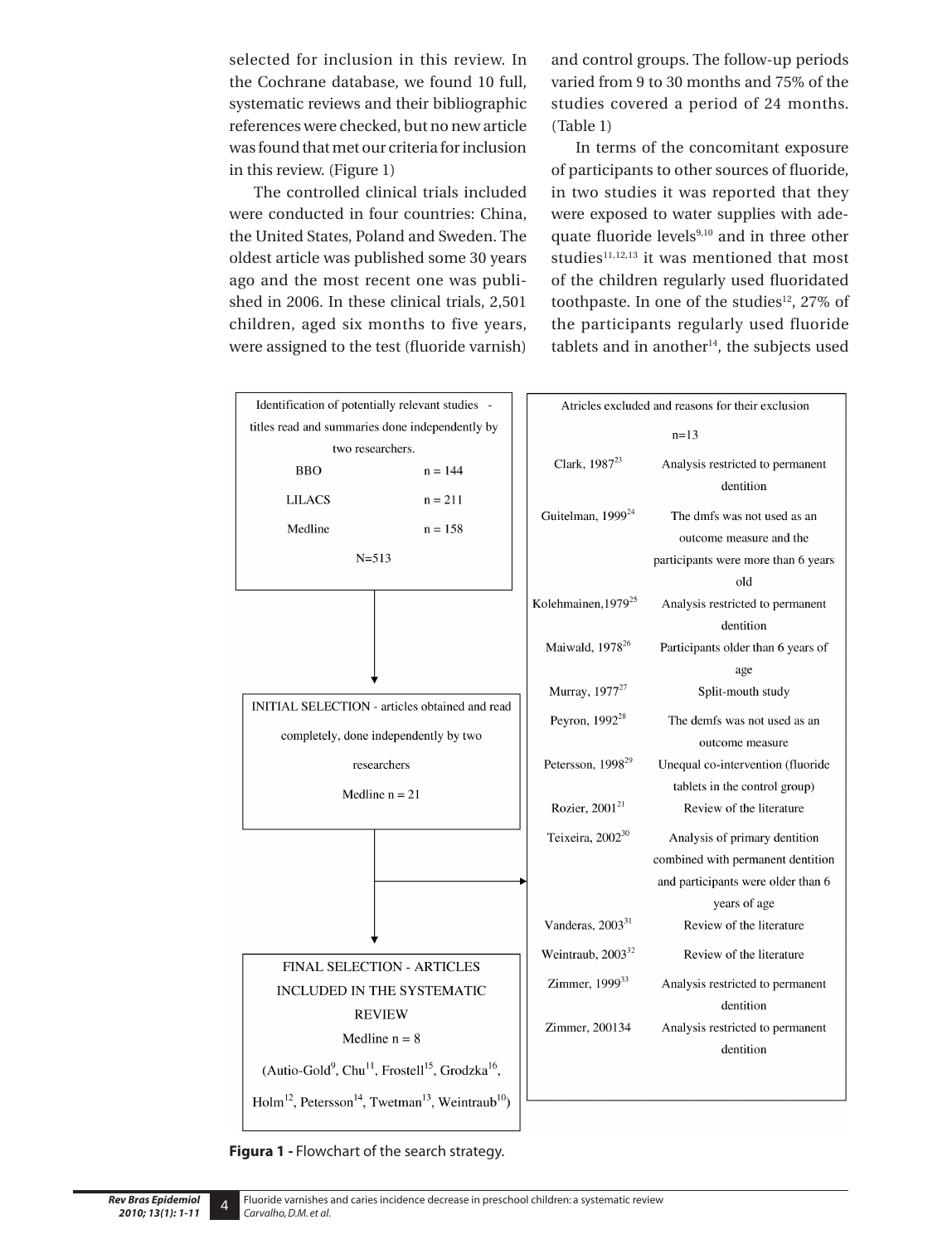selected for inclusion in this review. In the Cochrane database, we found 10 full, systematic reviews and their bibliographic references were checked, but no new article was found that met our criteria for inclusion in this review. (Figure 1)

The controlled clinical trials included were conducted in four countries: China, the United States, Poland and Sweden. The oldest article was published some 30 years ago and the most recent one was published in 2006. In these clinical trials, 2,501 children, aged six months to five years, were assigned to the test (fluoride varnish) and control groups. The follow-up periods varied from 9 to 30 months and 75% of the studies covered a period of 24 months. (Table 1)

In terms of the concomitant exposure of participants to other sources of fluoride, in two studies it was reported that they were exposed to water supplies with adequate fluoride levels[9,10] and in three other studies[11,12,13] it was mentioned that most of the children regularly used fluoridated toothpaste. In one of the studies[12], 27% of the participants regularly used fluoride tablets and in another[14], the subjects used

Identification of potentially relevant studies - titles read and summaries done independently by two researchers.

| | |
|---|---|
| BBO | n = 144 |
| LILACS | n = 211 |
| Medline | n = 158 |
| | N=513 |

↓

INITIAL SELECTION - articles obtained and read completely, done independently by two researchers

Medline n = 21

↓

FINAL SELECTION - ARTICLES INCLUDED IN THE SYSTEMATIC REVIEW

Medline n = 8

(Autio-Gold[9], Chu[11], Frostell[15], Grodzka[16], Holm[12], Petersson[14], Twetman[13], Weintraub[10])

Atricles excluded and reasons for their exclusion

n=13

| Article | Reason |
|---|---|
| Clark, 1987[23] | Analysis restricted to permanent dentition |
| Guitelman, 1999[24] | The dmfs was not used as an outcome measure and the participants were more than 6 years old |
| Kolehmainen,1979[25] | Analysis restricted to permanent dentition |
| Maiwald, 1978[26] | Participants older than 6 years of age |
| Murray, 1977[27] | Split-mouth study |
| Peyron, 1992[28] | The demfs was not used as an outcome measure |
| Petersson, 1998[29] | Unequal co-intervention (fluoride tablets in the control group) |
| Rozier, 2001[21] | Review of the literature |
| Teixeira, 2002[30] | Analysis of primary dentition combined with permanent dentition and participants were older than 6 years of age |
| Vanderas, 2003[31] | Review of the literature |
| Weintraub, 2003[32] | Review of the literature |
| Zimmer, 1999[33] | Analysis restricted to permanent dentition |
| Zimmer, 200134 | Analysis restricted to permanent dentition |

**Figura 1 -** Flowchart of the search strategy.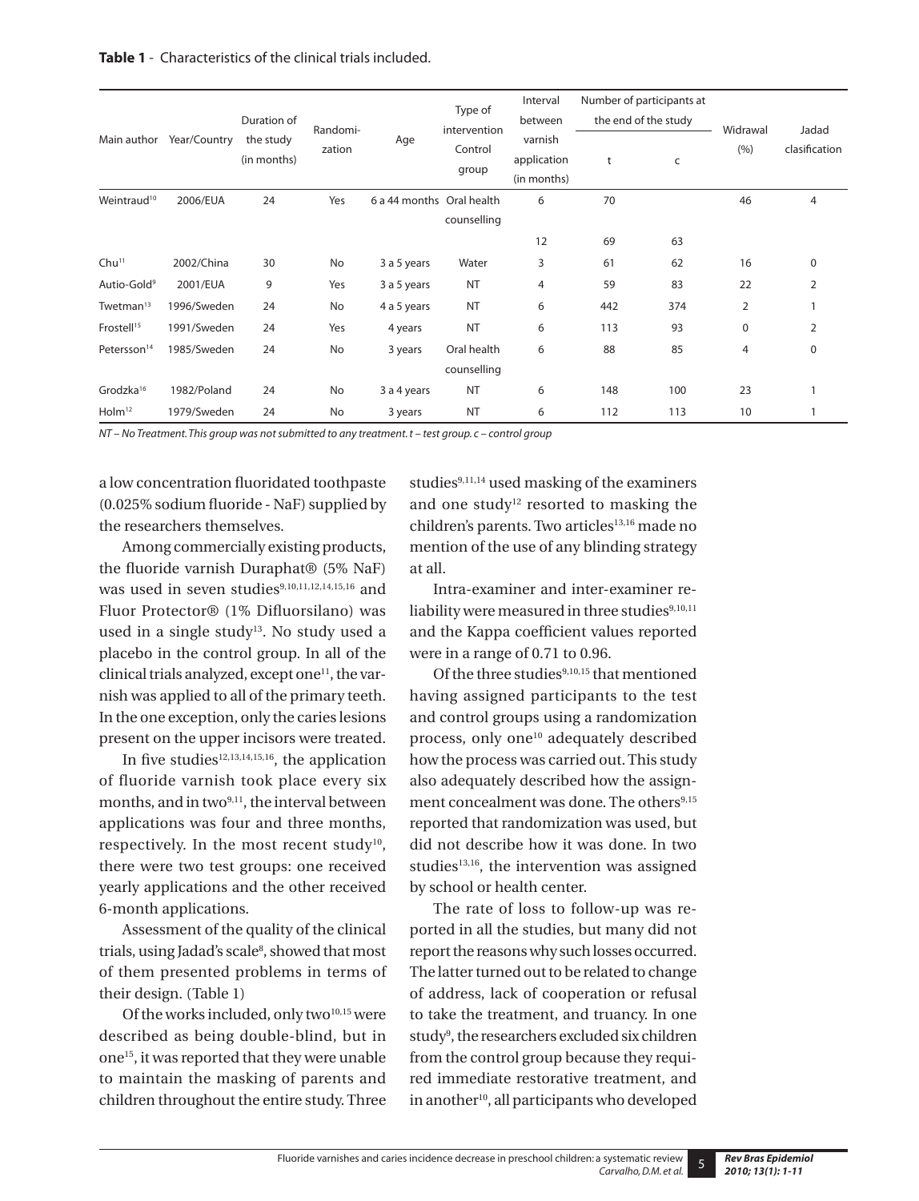**Table 1** - Characteristics of the clinical trials included.

| Main author | Year/Country | Duration of the study (in months) | Randomization | Age | Type of intervention Control group | Interval between varnish application (in months) | Number of participants at the end of the study | | Widrawal (%) | Jadad clasification |
|---|---|---|---|---|---|---|---|---|---|---|
| | | | | | | | t | c | | |
| Weintraud[10] | 2006/EUA | 24 | Yes | 6 a 44 months | Oral health counselling | 6 | 70 | | 46 | 4 |
| | | | | | | 12 | 69 | 63 | | |
| Chu[11] | 2002/China | 30 | No | 3 a 5 years | Water | 3 | 61 | 62 | 16 | 0 |
| Autio-Gold[9] | 2001/EUA | 9 | Yes | 3 a 5 years | NT | 4 | 59 | 83 | 22 | 2 |
| Twetman[13] | 1996/Sweden | 24 | No | 4 a 5 years | NT | 6 | 442 | 374 | 2 | 1 |
| Frostell[15] | 1991/Sweden | 24 | Yes | 4 years | NT | 6 | 113 | 93 | 0 | 2 |
| Petersson[14] | 1985/Sweden | 24 | No | 3 years | Oral health counselling | 6 | 88 | 85 | 4 | 0 |
| Grodzka[16] | 1982/Poland | 24 | No | 3 a 4 years | NT | 6 | 148 | 100 | 23 | 1 |
| Holm[12] | 1979/Sweden | 24 | No | 3 years | NT | 6 | 112 | 113 | 10 | 1 |

*NT – No Treatment. This group was not submitted to any treatment. t – test group. c – control group*

a low concentration fluoridated toothpaste (0.025% sodium fluoride - NaF) supplied by the researchers themselves.

Among commercially existing products, the fluoride varnish Duraphat® (5% NaF) was used in seven studies[9,10,11,12,14,15,16] and Fluor Protector® (1% Difluorsilano) was used in a single study[13]. No study used a placebo in the control group. In all of the clinical trials analyzed, except one[11], the varnish was applied to all of the primary teeth. In the one exception, only the caries lesions present on the upper incisors were treated.

In five studies[12,13,14,15,16], the application of fluoride varnish took place every six months, and in two[9,11], the interval between applications was four and three months, respectively. In the most recent study[10], there were two test groups: one received yearly applications and the other received 6-month applications.

Assessment of the quality of the clinical trials, using Jadad's scale[8], showed that most of them presented problems in terms of their design. (Table 1)

Of the works included, only two[10,15] were described as being double-blind, but in one[15], it was reported that they were unable to maintain the masking of parents and children throughout the entire study. Three studies[9,11,14] used masking of the examiners and one study[12] resorted to masking the children's parents. Two articles[13,16] made no mention of the use of any blinding strategy at all.

Intra-examiner and inter-examiner reliability were measured in three studies[9,10,11] and the Kappa coefficient values reported were in a range of 0.71 to 0.96.

Of the three studies[9,10,15] that mentioned having assigned participants to the test and control groups using a randomization process, only one[10] adequately described how the process was carried out. This study also adequately described how the assignment concealment was done. The others[9,15] reported that randomization was used, but did not describe how it was done. In two studies[13,16], the intervention was assigned by school or health center.

The rate of loss to follow-up was reported in all the studies, but many did not report the reasons why such losses occurred. The latter turned out to be related to change of address, lack of cooperation or refusal to take the treatment, and truancy. In one study[9], the researchers excluded six children from the control group because they required immediate restorative treatment, and in another[10], all participants who developed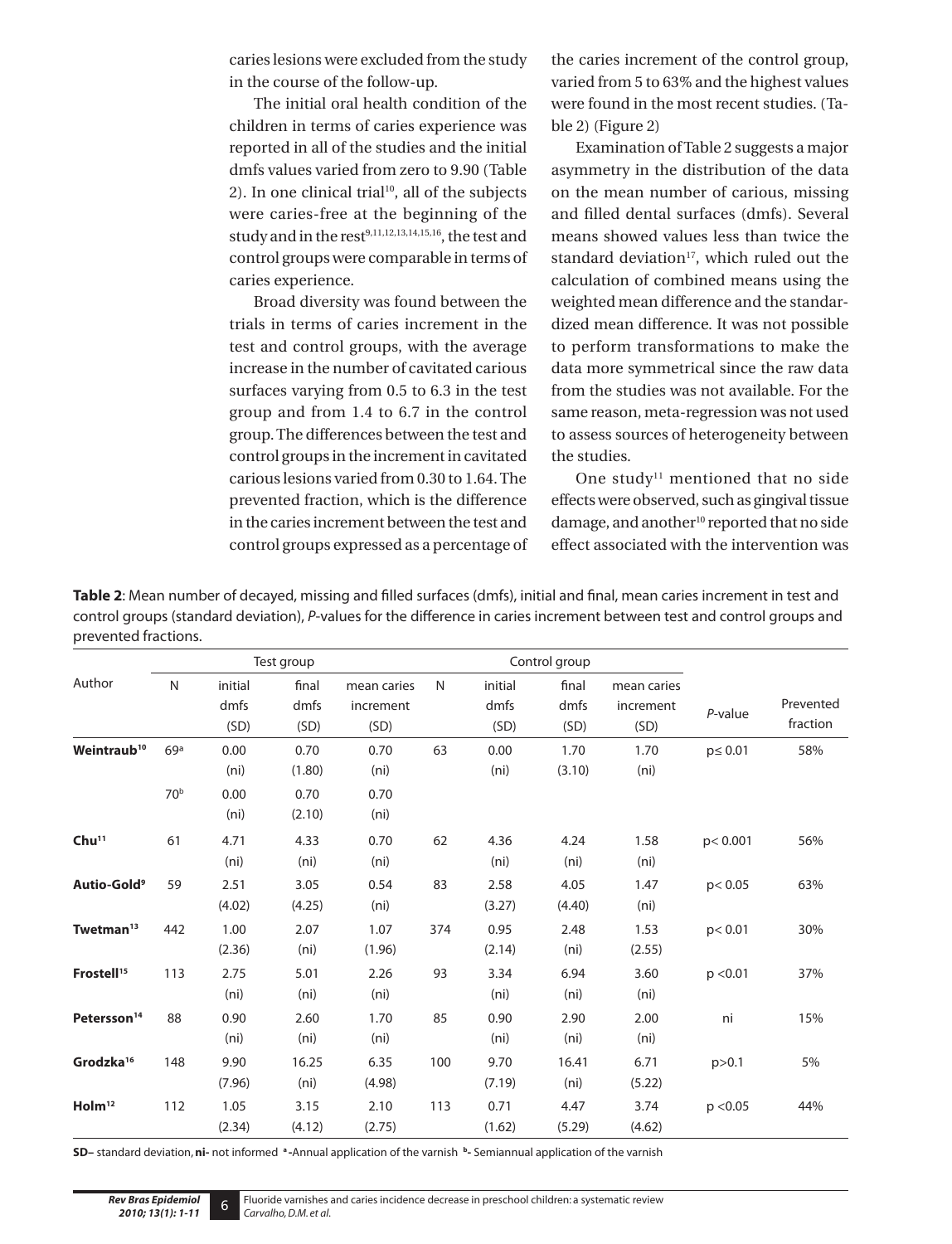caries lesions were excluded from the study in the course of the follow-up.

The initial oral health condition of the children in terms of caries experience was reported in all of the studies and the initial dmfs values varied from zero to 9.90 (Table 2). In one clinical trial[10], all of the subjects were caries-free at the beginning of the study and in the rest[9,11,12,13,14,15,16], the test and control groups were comparable in terms of caries experience.

Broad diversity was found between the trials in terms of caries increment in the test and control groups, with the average increase in the number of cavitated carious surfaces varying from 0.5 to 6.3 in the test group and from 1.4 to 6.7 in the control group. The differences between the test and control groups in the increment in cavitated carious lesions varied from 0.30 to 1.64. The prevented fraction, which is the difference in the caries increment between the test and control groups expressed as a percentage of the caries increment of the control group, varied from 5 to 63% and the highest values were found in the most recent studies. (Table 2) (Figure 2)

Examination of Table 2 suggests a major asymmetry in the distribution of the data on the mean number of carious, missing and filled dental surfaces (dmfs). Several means showed values less than twice the standard deviation[17], which ruled out the calculation of combined means using the weighted mean difference and the standardized mean difference. It was not possible to perform transformations to make the data more symmetrical since the raw data from the studies was not available. For the same reason, meta-regression was not used to assess sources of heterogeneity between the studies.

One study[11] mentioned that no side effects were observed, such as gingival tissue damage, and another[10] reported that no side effect associated with the intervention was

**Table 2**: Mean number of decayed, missing and filled surfaces (dmfs), initial and final, mean caries increment in test and control groups (standard deviation), *P*-values for the difference in caries increment between test and control groups and prevented fractions.

| Author | Test group | | | | Control group | | | | *P*-value | Prevented fraction |
|---|---|---|---|---|---|---|---|---|---|---|
| | N | initial dmfs (SD) | final dmfs (SD) | mean caries increment (SD) | N | initial dmfs (SD) | final dmfs (SD) | mean caries increment (SD) | | |
| **Weintraub[10]** | 69[a] | 0.00 (ni) | 0.70 (1.80) | 0.70 (ni) | 63 | 0.00 (ni) | 1.70 (3.10) | 1.70 (ni) | p≤ 0.01 | 58% |
| | 70[b] | 0.00 (ni) | 0.70 (2.10) | 0.70 (ni) | | | | | | |
| **Chu[11]** | 61 | 4.71 (ni) | 4.33 (ni) | 0.70 (ni) | 62 | 4.36 (ni) | 4.24 (ni) | 1.58 (ni) | p< 0.001 | 56% |
| **Autio-Gold[9]** | 59 | 2.51 (4.02) | 3.05 (4.25) | 0.54 (ni) | 83 | 2.58 (3.27) | 4.05 (4.40) | 1.47 (ni) | p< 0.05 | 63% |
| **Twetman[13]** | 442 | 1.00 (2.36) | 2.07 (ni) | 1.07 (1.96) | 374 | 0.95 (2.14) | 2.48 (ni) | 1.53 (2.55) | p< 0.01 | 30% |
| **Frostell[15]** | 113 | 2.75 (ni) | 5.01 (ni) | 2.26 (ni) | 93 | 3.34 (ni) | 6.94 (ni) | 3.60 (ni) | p <0.01 | 37% |
| **Petersson[14]** | 88 | 0.90 (ni) | 2.60 (ni) | 1.70 (ni) | 85 | 0.90 (ni) | 2.90 (ni) | 2.00 (ni) | ni | 15% |
| **Grodzka[16]** | 148 | 9.90 (7.96) | 16.25 (ni) | 6.35 (4.98) | 100 | 9.70 (7.19) | 16.41 (ni) | 6.71 (5.22) | p>0.1 | 5% |
| **Holm[12]** | 112 | 1.05 (2.34) | 3.15 (4.12) | 2.10 (2.75) | 113 | 0.71 (1.62) | 4.47 (5.29) | 3.74 (4.62) | p <0.05 | 44% |

**SD–** standard deviation, **ni-** not informed **a-**Annual application of the varnish **b-** Semiannual application of the varnish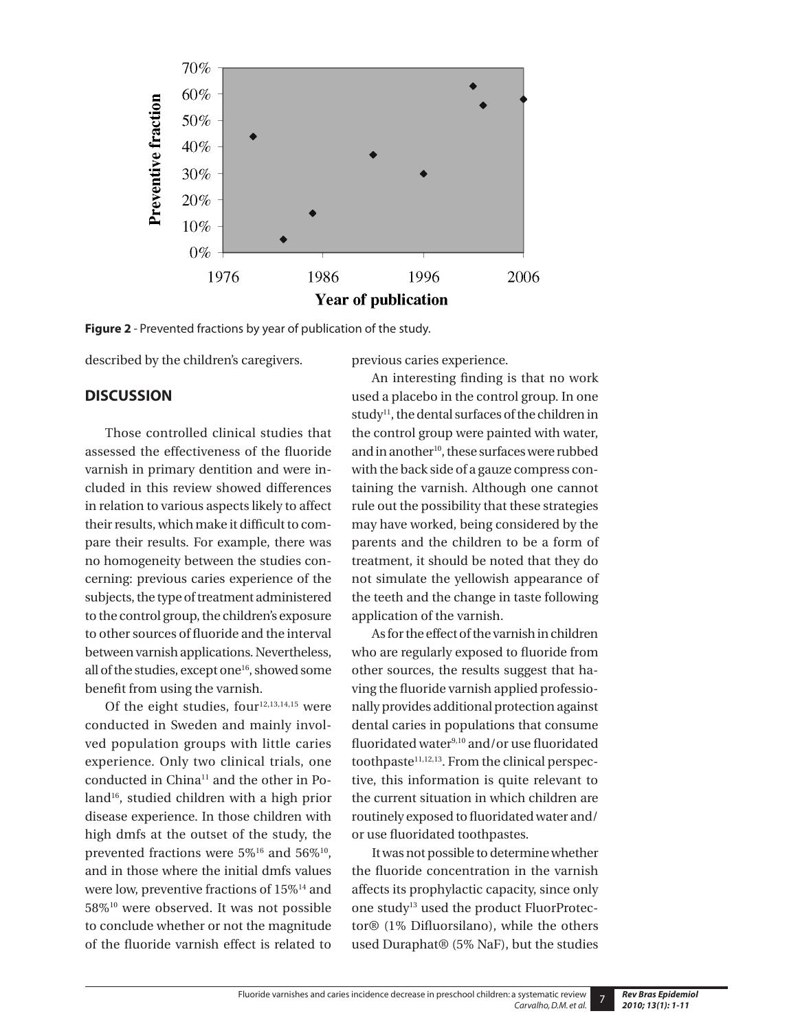**Figure 2** - Prevented fractions by year of publication of the study.

described by the children's caregivers.

## DISCUSSION

Those controlled clinical studies that assessed the effectiveness of the fluoride varnish in primary dentition and were included in this review showed differences in relation to various aspects likely to affect their results, which make it difficult to compare their results. For example, there was no homogeneity between the studies concerning: previous caries experience of the subjects, the type of treatment administered to the control group, the children's exposure to other sources of fluoride and the interval between varnish applications. Nevertheless, all of the studies, except one[16], showed some benefit from using the varnish.

Of the eight studies, four[12,13,14,15] were conducted in Sweden and mainly involved population groups with little caries experience. Only two clinical trials, one conducted in China[11] and the other in Poland[16], studied children with a high prior disease experience. In those children with high dmfs at the outset of the study, the prevented fractions were 5%[16] and 56%[10], and in those where the initial dmfs values were low, preventive fractions of 15%[14] and 58%[10] were observed. It was not possible to conclude whether or not the magnitude of the fluoride varnish effect is related to previous caries experience.

An interesting finding is that no work used a placebo in the control group. In one study[11], the dental surfaces of the children in the control group were painted with water, and in another[10], these surfaces were rubbed with the back side of a gauze compress containing the varnish. Although one cannot rule out the possibility that these strategies may have worked, being considered by the parents and the children to be a form of treatment, it should be noted that they do not simulate the yellowish appearance of the teeth and the change in taste following application of the varnish.

As for the effect of the varnish in children who are regularly exposed to fluoride from other sources, the results suggest that having the fluoride varnish applied professionally provides additional protection against dental caries in populations that consume fluoridated water[9,10] and/or use fluoridated toothpaste[11,12,13]. From the clinical perspective, this information is quite relevant to the current situation in which children are routinely exposed to fluoridated water and/or use fluoridated toothpastes.

It was not possible to determine whether the fluoride concentration in the varnish affects its prophylactic capacity, since only one study[13] used the product FluorProtector® (1% Difluorsilano), while the others used Duraphat® (5% NaF), but the studies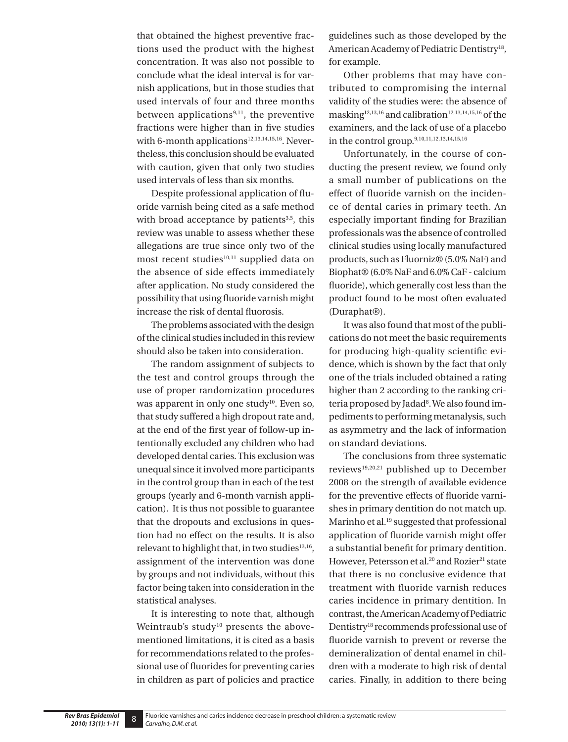that obtained the highest preventive fractions used the product with the highest concentration. It was also not possible to conclude what the ideal interval is for varnish applications, but in those studies that used intervals of four and three months between applications[9,11], the preventive fractions were higher than in five studies with 6-month applications[12,13,14,15,16]. Nevertheless, this conclusion should be evaluated with caution, given that only two studies used intervals of less than six months.

Despite professional application of fluoride varnish being cited as a safe method with broad acceptance by patients[3,5], this review was unable to assess whether these allegations are true since only two of the most recent studies[10,11] supplied data on the absence of side effects immediately after application. No study considered the possibility that using fluoride varnish might increase the risk of dental fluorosis.

The problems associated with the design of the clinical studies included in this review should also be taken into consideration.

The random assignment of subjects to the test and control groups through the use of proper randomization procedures was apparent in only one study[10]. Even so, that study suffered a high dropout rate and, at the end of the first year of follow-up intentionally excluded any children who had developed dental caries. This exclusion was unequal since it involved more participants in the control group than in each of the test groups (yearly and 6-month varnish application). It is thus not possible to guarantee that the dropouts and exclusions in question had no effect on the results. It is also relevant to highlight that, in two studies[13,16], assignment of the intervention was done by groups and not individuals, without this factor being taken into consideration in the statistical analyses.

It is interesting to note that, although Weintraub's study[10] presents the above-mentioned limitations, it is cited as a basis for recommendations related to the professional use of fluorides for preventing caries in children as part of policies and practice guidelines such as those developed by the American Academy of Pediatric Dentistry[18], for example.

Other problems that may have contributed to compromising the internal validity of the studies were: the absence of masking[12,13,16] and calibration[12,13,14,15,16] of the examiners, and the lack of use of a placebo in the control group.[9,10,11,12,13,14,15,16]

Unfortunately, in the course of conducting the present review, we found only a small number of publications on the effect of fluoride varnish on the incidence of dental caries in primary teeth. An especially important finding for Brazilian professionals was the absence of controlled clinical studies using locally manufactured products, such as Fluorniz® (5.0% NaF) and Biophat® (6.0% NaF and 6.0% CaF - calcium fluoride), which generally cost less than the product found to be most often evaluated (Duraphat®).

It was also found that most of the publications do not meet the basic requirements for producing high-quality scientific evidence, which is shown by the fact that only one of the trials included obtained a rating higher than 2 according to the ranking criteria proposed by Jadad[8]. We also found impediments to performing metanalysis, such as asymmetry and the lack of information on standard deviations.

The conclusions from three systematic reviews[19,20,21] published up to December 2008 on the strength of available evidence for the preventive effects of fluoride varnishes in primary dentition do not match up. Marinho et al.[19] suggested that professional application of fluoride varnish might offer a substantial benefit for primary dentition. However, Petersson et al.[20] and Rozier[21] state that there is no conclusive evidence that treatment with fluoride varnish reduces caries incidence in primary dentition. In contrast, the American Academy of Pediatric Dentistry[18] recommends professional use of fluoride varnish to prevent or reverse the demineralization of dental enamel in children with a moderate to high risk of dental caries. Finally, in addition to there being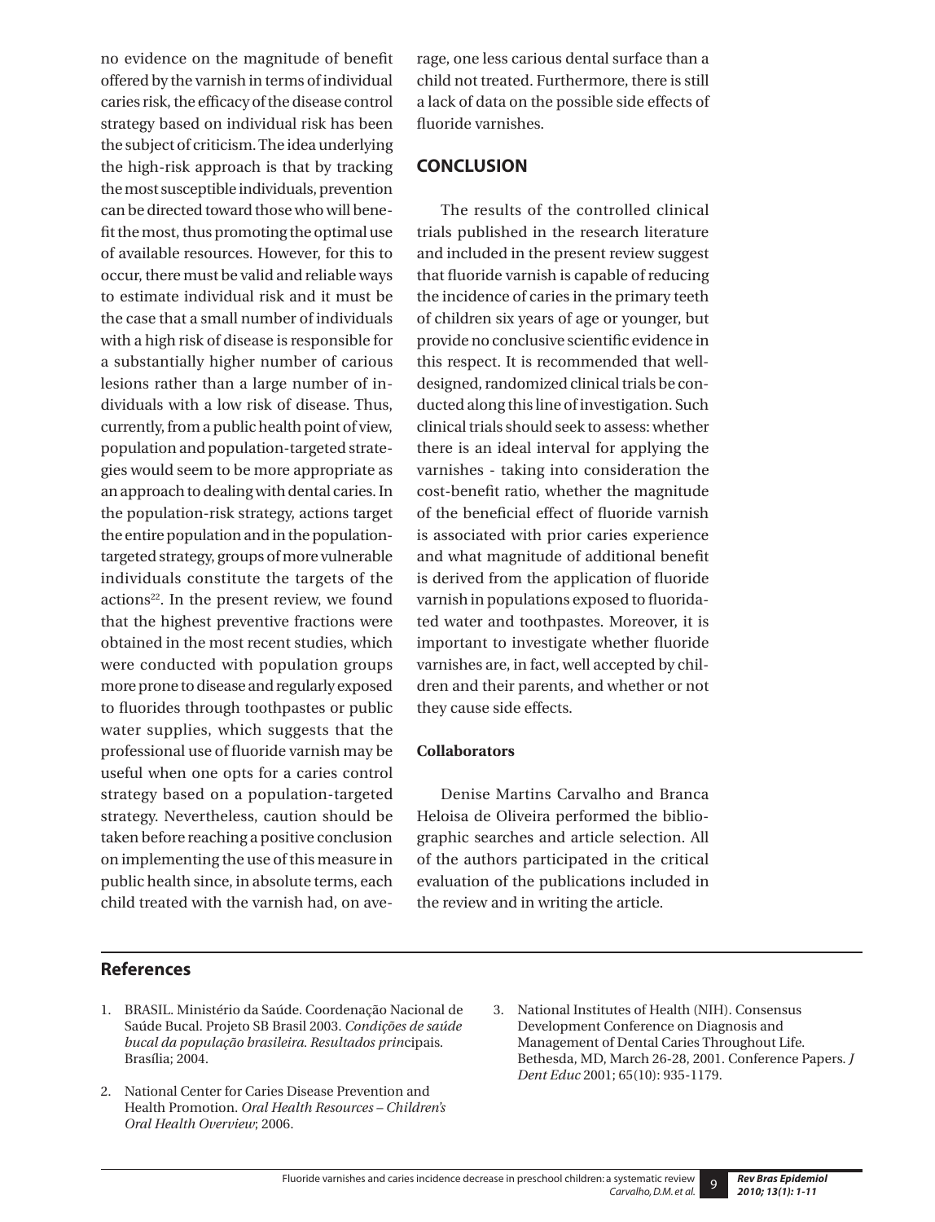no evidence on the magnitude of benefit offered by the varnish in terms of individual caries risk, the efficacy of the disease control strategy based on individual risk has been the subject of criticism. The idea underlying the high-risk approach is that by tracking the most susceptible individuals, prevention can be directed toward those who will benefit the most, thus promoting the optimal use of available resources. However, for this to occur, there must be valid and reliable ways to estimate individual risk and it must be the case that a small number of individuals with a high risk of disease is responsible for a substantially higher number of carious lesions rather than a large number of individuals with a low risk of disease. Thus, currently, from a public health point of view, population and population-targeted strategies would seem to be more appropriate as an approach to dealing with dental caries. In the population-risk strategy, actions target the entire population and in the population-targeted strategy, groups of more vulnerable individuals constitute the targets of the actions[22]. In the present review, we found that the highest preventive fractions were obtained in the most recent studies, which were conducted with population groups more prone to disease and regularly exposed to fluorides through toothpastes or public water supplies, which suggests that the professional use of fluoride varnish may be useful when one opts for a caries control strategy based on a population-targeted strategy. Nevertheless, caution should be taken before reaching a positive conclusion on implementing the use of this measure in public health since, in absolute terms, each child treated with the varnish had, on average, one less carious dental surface than a child not treated. Furthermore, there is still a lack of data on the possible side effects of fluoride varnishes.

## CONCLUSION

The results of the controlled clinical trials published in the research literature and included in the present review suggest that fluoride varnish is capable of reducing the incidence of caries in the primary teeth of children six years of age or younger, but provide no conclusive scientific evidence in this respect. It is recommended that well-designed, randomized clinical trials be conducted along this line of investigation. Such clinical trials should seek to assess: whether there is an ideal interval for applying the varnishes - taking into consideration the cost-benefit ratio, whether the magnitude of the beneficial effect of fluoride varnish is associated with prior caries experience and what magnitude of additional benefit is derived from the application of fluoride varnish in populations exposed to fluoridated water and toothpastes. Moreover, it is important to investigate whether fluoride varnishes are, in fact, well accepted by children and their parents, and whether or not they cause side effects.

### Collaborators

Denise Martins Carvalho and Branca Heloisa de Oliveira performed the bibliographic searches and article selection. All of the authors participated in the critical evaluation of the publications included in the review and in writing the article.

## References

1. BRASIL. Ministério da Saúde. Coordenação Nacional de Saúde Bucal. Projeto SB Brasil 2003. *Condições de saúde bucal da população brasileira. Resultados prin*cipais. Brasília; 2004.
2. National Center for Caries Disease Prevention and Health Promotion. *Oral Health Resources – Children's Oral Health Overview*; 2006.
3. National Institutes of Health (NIH). Consensus Development Conference on Diagnosis and Management of Dental Caries Throughout Life. Bethesda, MD, March 26-28, 2001. Conference Papers. *J Dent Educ* 2001; 65(10): 935-1179.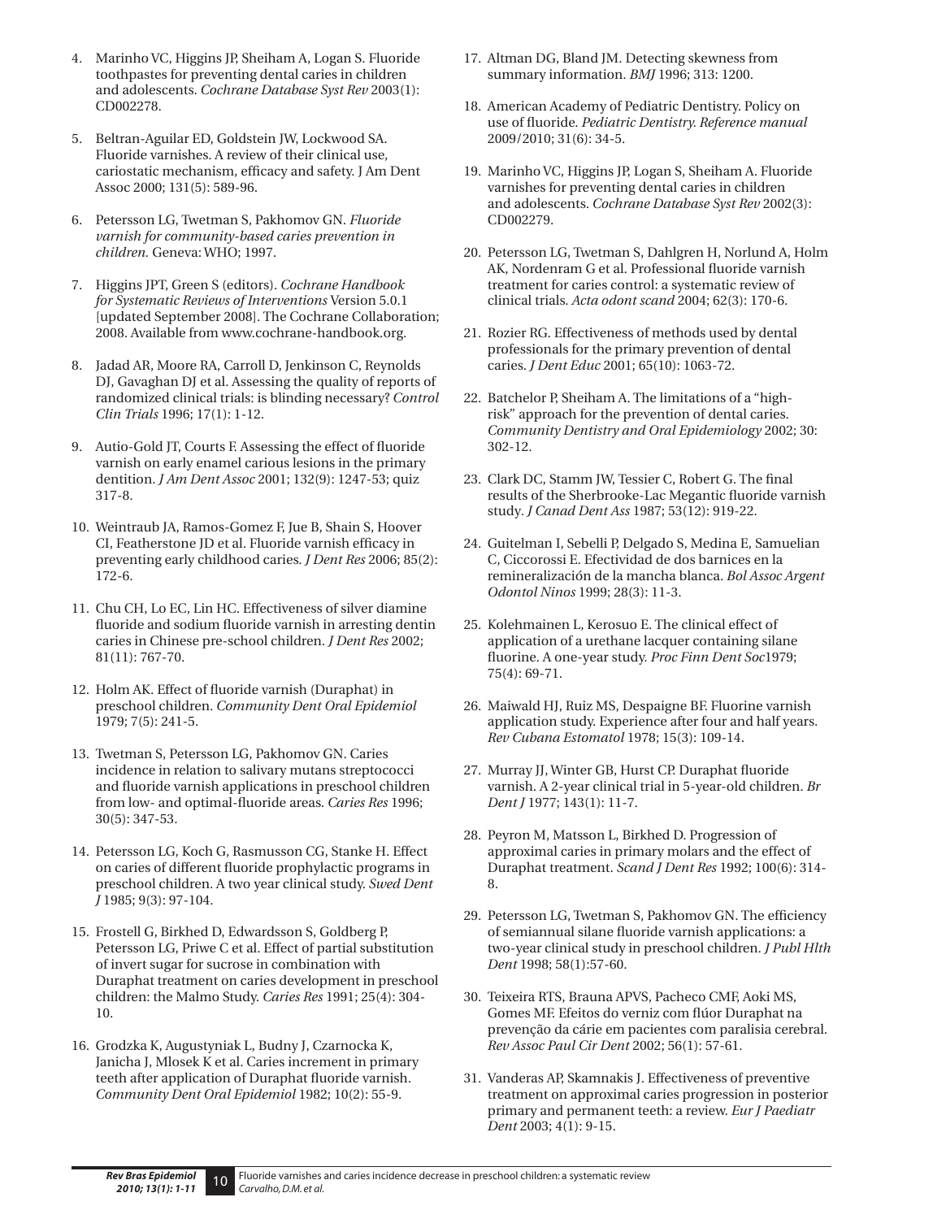4. Marinho VC, Higgins JP, Sheiham A, Logan S. Fluoride toothpastes for preventing dental caries in children and adolescents. *Cochrane Database Syst Rev* 2003(1): CD002278.

5. Beltran-Aguilar ED, Goldstein JW, Lockwood SA. Fluoride varnishes. A review of their clinical use, cariostatic mechanism, efficacy and safety. J Am Dent Assoc 2000; 131(5): 589-96.

6. Petersson LG, Twetman S, Pakhomov GN. *Fluoride varnish for community-based caries prevention in children.* Geneva: WHO; 1997.

7. Higgins JPT, Green S (editors). *Cochrane Handbook for Systematic Reviews of Interventions* Version 5.0.1 [updated September 2008]. The Cochrane Collaboration; 2008. Available from www.cochrane-handbook.org.

8. Jadad AR, Moore RA, Carroll D, Jenkinson C, Reynolds DJ, Gavaghan DJ et al. Assessing the quality of reports of randomized clinical trials: is blinding necessary? *Control Clin Trials* 1996; 17(1): 1-12.

9. Autio-Gold JT, Courts F. Assessing the effect of fluoride varnish on early enamel carious lesions in the primary dentition. *J Am Dent Assoc* 2001; 132(9): 1247-53; quiz 317-8.

10. Weintraub JA, Ramos-Gomez F, Jue B, Shain S, Hoover CI, Featherstone JD et al. Fluoride varnish efficacy in preventing early childhood caries. *J Dent Res* 2006; 85(2): 172-6.

11. Chu CH, Lo EC, Lin HC. Effectiveness of silver diamine fluoride and sodium fluoride varnish in arresting dentin caries in Chinese pre-school children. *J Dent Res* 2002; 81(11): 767-70.

12. Holm AK. Effect of fluoride varnish (Duraphat) in preschool children. *Community Dent Oral Epidemiol* 1979; 7(5): 241-5.

13. Twetman S, Petersson LG, Pakhomov GN. Caries incidence in relation to salivary mutans streptococci and fluoride varnish applications in preschool children from low- and optimal-fluoride areas. *Caries Res* 1996; 30(5): 347-53.

14. Petersson LG, Koch G, Rasmusson CG, Stanke H. Effect on caries of different fluoride prophylactic programs in preschool children. A two year clinical study. *Swed Dent J* 1985; 9(3): 97-104.

15. Frostell G, Birkhed D, Edwardsson S, Goldberg P, Petersson LG, Priwe C et al. Effect of partial substitution of invert sugar for sucrose in combination with Duraphat treatment on caries development in preschool children: the Malmo Study. *Caries Res* 1991; 25(4): 304-10.

16. Grodzka K, Augustyniak L, Budny J, Czarnocka K, Janicha J, Mlosek K et al. Caries increment in primary teeth after application of Duraphat fluoride varnish. *Community Dent Oral Epidemiol* 1982; 10(2): 55-9.

17. Altman DG, Bland JM. Detecting skewness from summary information. *BMJ* 1996; 313: 1200.

18. American Academy of Pediatric Dentistry. Policy on use of fluoride. *Pediatric Dentistry. Reference manual* 2009/2010; 31(6): 34-5.

19. Marinho VC, Higgins JP, Logan S, Sheiham A. Fluoride varnishes for preventing dental caries in children and adolescents. *Cochrane Database Syst Rev* 2002(3): CD002279.

20. Petersson LG, Twetman S, Dahlgren H, Norlund A, Holm AK, Nordenram G et al. Professional fluoride varnish treatment for caries control: a systematic review of clinical trials. *Acta odont scand* 2004; 62(3): 170-6.

21. Rozier RG. Effectiveness of methods used by dental professionals for the primary prevention of dental caries. *J Dent Educ* 2001; 65(10): 1063-72.

22. Batchelor P, Sheiham A. The limitations of a "high-risk" approach for the prevention of dental caries. *Community Dentistry and Oral Epidemiology* 2002; 30: 302-12.

23. Clark DC, Stamm JW, Tessier C, Robert G. The final results of the Sherbrooke-Lac Megantic fluoride varnish study. *J Canad Dent Ass* 1987; 53(12): 919-22.

24. Guitelman I, Sebelli P, Delgado S, Medina E, Samuelian C, Ciccorossi E. Efectividad de dos barnices en la remineralización de la mancha blanca. *Bol Assoc Argent Odontol Ninos* 1999; 28(3): 11-3.

25. Kolehmainen L, Kerosuo E. The clinical effect of application of a urethane lacquer containing silane fluorine. A one-year study. *Proc Finn Dent Soc*1979; 75(4): 69-71.

26. Maiwald HJ, Ruiz MS, Despaigne BF. Fluorine varnish application study. Experience after four and half years. *Rev Cubana Estomatol* 1978; 15(3): 109-14.

27. Murray JJ, Winter GB, Hurst CP. Duraphat fluoride varnish. A 2-year clinical trial in 5-year-old children. *Br Dent J* 1977; 143(1): 11-7.

28. Peyron M, Matsson L, Birkhed D. Progression of approximal caries in primary molars and the effect of Duraphat treatment. *Scand J Dent Res* 1992; 100(6): 314-8.

29. Petersson LG, Twetman S, Pakhomov GN. The efficiency of semiannual silane fluoride varnish applications: a two-year clinical study in preschool children. *J Publ Hlth Dent* 1998; 58(1):57-60.

30. Teixeira RTS, Brauna APVS, Pacheco CMF, Aoki MS, Gomes MF. Efeitos do verniz com flúor Duraphat na prevenção da cárie em pacientes com paralisia cerebral. *Rev Assoc Paul Cir Dent* 2002; 56(1): 57-61.

31. Vanderas AP, Skamnakis J. Effectiveness of preventive treatment on approximal caries progression in posterior primary and permanent teeth: a review. *Eur J Paediatr Dent* 2003; 4(1): 9-15.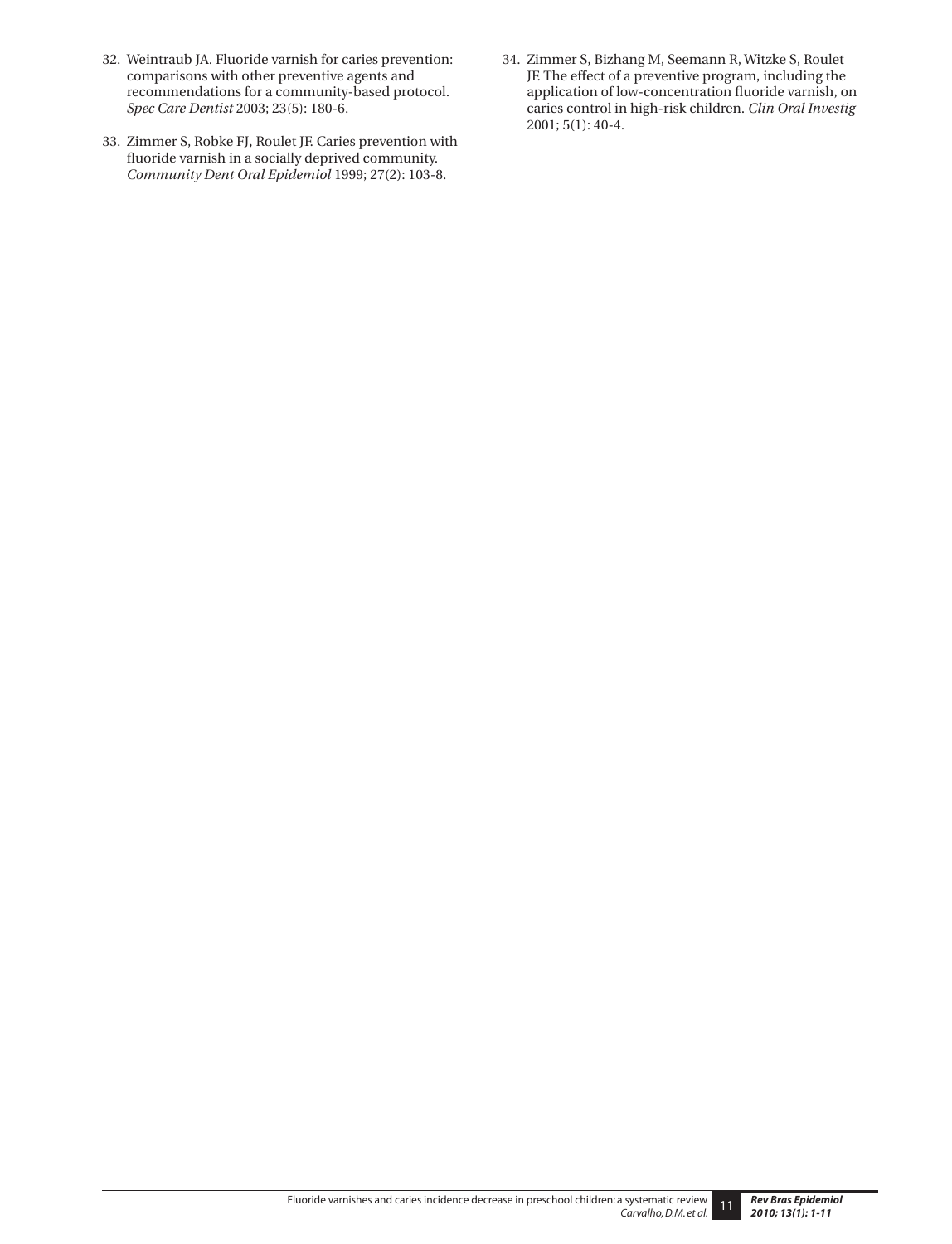32. Weintraub JA. Fluoride varnish for caries prevention: comparisons with other preventive agents and recommendations for a community-based protocol. *Spec Care Dentist* 2003; 23(5): 180-6.

33. Zimmer S, Robke FJ, Roulet JF. Caries prevention with fluoride varnish in a socially deprived community. *Community Dent Oral Epidemiol* 1999; 27(2): 103-8.

34. Zimmer S, Bizhang M, Seemann R, Witzke S, Roulet JF. The effect of a preventive program, including the application of low-concentration fluoride varnish, on caries control in high-risk children. *Clin Oral Investig* 2001; 5(1): 40-4.